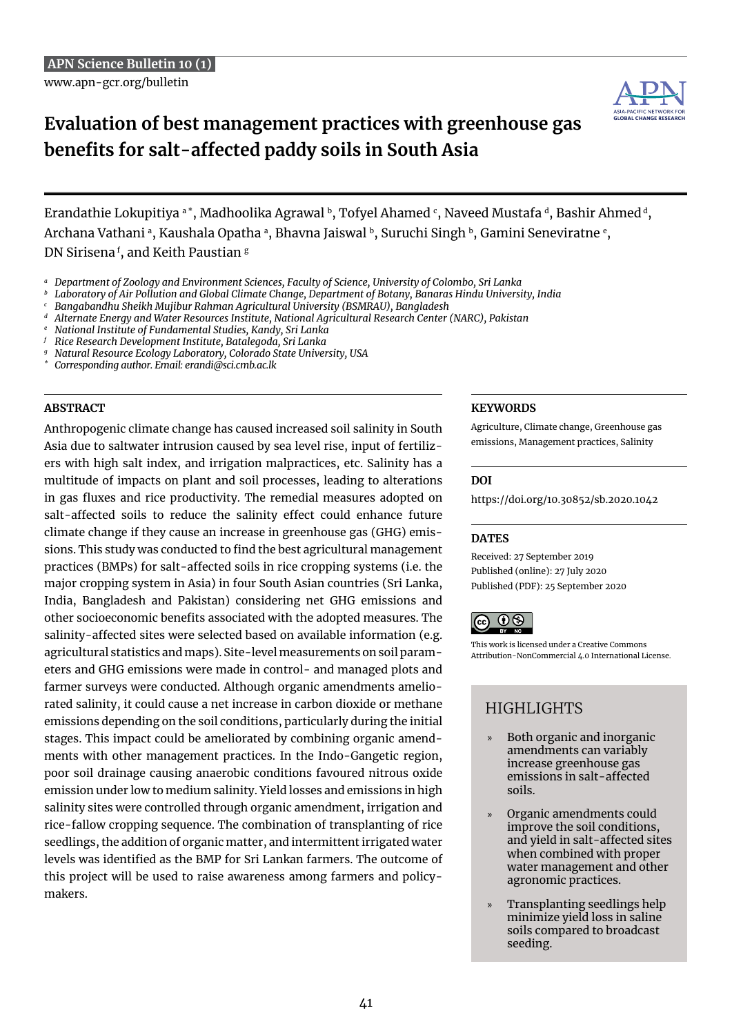APN Science Bulletin 10 (1)

www.apn-gcr.org/bulletin

# Evaluation of best management practices with greenhouse gas benefits for salt-affected paddy soils in South Asia

Erandathie Lokupitiya [a*], Madhoolika Agrawal [b], Tofyel Ahamed [c], Naveed Mustafa [d], Bashir Ahmed [d], Archana Vathani [a], Kaushala Opatha [a], Bhavna Jaiswal [b], Suruchi Singh [b], Gamini Seneviratne [e], DN Sirisena [f], and Keith Paustian [g]

*[a] Department of Zoology and Environment Sciences, Faculty of Science, University of Colombo, Sri Lanka*
*[b] Laboratory of Air Pollution and Global Climate Change, Department of Botany, Banaras Hindu University, India*
*[c] Bangabandhu Sheikh Mujibur Rahman Agricultural University (BSMRAU), Bangladesh*
*[d] Alternate Energy and Water Resources Institute, National Agricultural Research Center (NARC), Pakistan*
*[e] National Institute of Fundamental Studies, Kandy, Sri Lanka*
*[f] Rice Research Development Institute, Batalegoda, Sri Lanka*
*[g] Natural Resource Ecology Laboratory, Colorado State University, USA*
*[*] Corresponding author. Email: erandi@sci.cmb.ac.lk*

## ABSTRACT

Anthropogenic climate change has caused increased soil salinity in South Asia due to saltwater intrusion caused by sea level rise, input of fertilizers with high salt index, and irrigation malpractices, etc. Salinity has a multitude of impacts on plant and soil processes, leading to alterations in gas fluxes and rice productivity. The remedial measures adopted on salt-affected soils to reduce the salinity effect could enhance future climate change if they cause an increase in greenhouse gas (GHG) emissions. This study was conducted to find the best agricultural management practices (BMPs) for salt-affected soils in rice cropping systems (i.e. the major cropping system in Asia) in four South Asian countries (Sri Lanka, India, Bangladesh and Pakistan) considering net GHG emissions and other socioeconomic benefits associated with the adopted measures. The salinity-affected sites were selected based on available information (e.g. agricultural statistics and maps). Site-level measurements on soil parameters and GHG emissions were made in control- and managed plots and farmer surveys were conducted. Although organic amendments ameliorated salinity, it could cause a net increase in carbon dioxide or methane emissions depending on the soil conditions, particularly during the initial stages. This impact could be ameliorated by combining organic amendments with other management practices. In the Indo-Gangetic region, poor soil drainage causing anaerobic conditions favoured nitrous oxide emission under low to medium salinity. Yield losses and emissions in high salinity sites were controlled through organic amendment, irrigation and rice-fallow cropping sequence. The combination of transplanting of rice seedlings, the addition of organic matter, and intermittent irrigated water levels was identified as the BMP for Sri Lankan farmers. The outcome of this project will be used to raise awareness among farmers and policymakers.

## KEYWORDS

Agriculture, Climate change, Greenhouse gas emissions, Management practices, Salinity

## DOI

https://doi.org/10.30852/sb.2020.1042

## DATES

Received: 27 September 2019
Published (online): 27 July 2020
Published (PDF): 25 September 2020

This work is licensed under a Creative Commons Attribution-NonCommercial 4.0 International License.

## HIGHLIGHTS

- Both organic and inorganic amendments can variably increase greenhouse gas emissions in salt-affected soils.
- Organic amendments could improve the soil conditions, and yield in salt-affected sites when combined with proper water management and other agronomic practices.
- Transplanting seedlings help minimize yield loss in saline soils compared to broadcast seeding.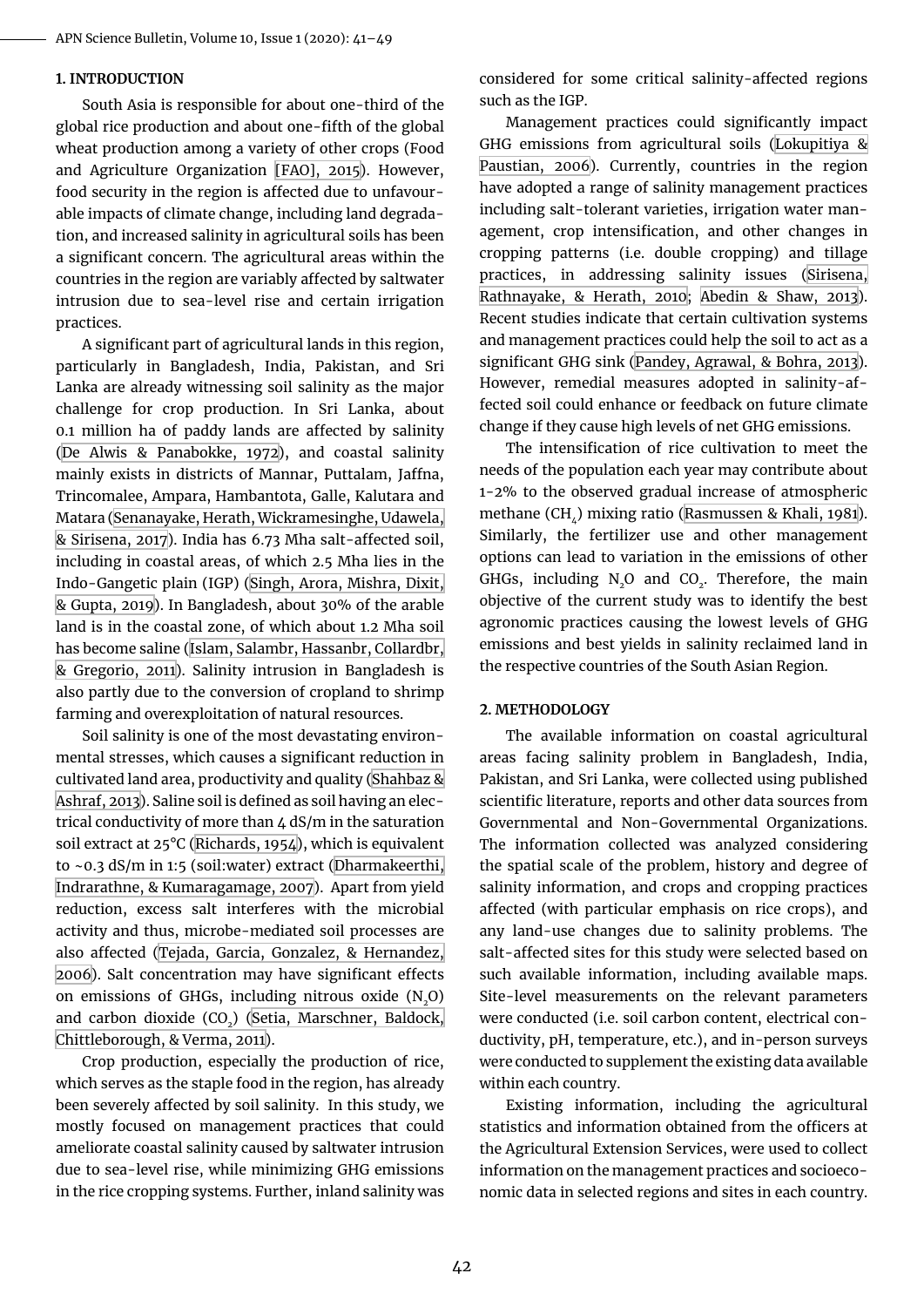## 1. INTRODUCTION

South Asia is responsible for about one-third of the global rice production and about one-fifth of the global wheat production among a variety of other crops (Food and Agriculture Organization [FAO], 2015). However, food security in the region is affected due to unfavourable impacts of climate change, including land degradation, and increased salinity in agricultural soils has been a significant concern. The agricultural areas within the countries in the region are variably affected by saltwater intrusion due to sea-level rise and certain irrigation practices.

A significant part of agricultural lands in this region, particularly in Bangladesh, India, Pakistan, and Sri Lanka are already witnessing soil salinity as the major challenge for crop production. In Sri Lanka, about 0.1 million ha of paddy lands are affected by salinity (De Alwis & Panabokke, 1972), and coastal salinity mainly exists in districts of Mannar, Puttalam, Jaffna, Trincomalee, Ampara, Hambantota, Galle, Kalutara and Matara (Senanayake, Herath, Wickramesinghe, Udawela, & Sirisena, 2017). India has 6.73 Mha salt-affected soil, including in coastal areas, of which 2.5 Mha lies in the Indo-Gangetic plain (IGP) (Singh, Arora, Mishra, Dixit, & Gupta, 2019). In Bangladesh, about 30% of the arable land is in the coastal zone, of which about 1.2 Mha soil has become saline (Islam, Salambr, Hassanbr, Collardbr, & Gregorio, 2011). Salinity intrusion in Bangladesh is also partly due to the conversion of cropland to shrimp farming and overexploitation of natural resources.

Soil salinity is one of the most devastating environmental stresses, which causes a significant reduction in cultivated land area, productivity and quality (Shahbaz & Ashraf, 2013). Saline soil is defined as soil having an electrical conductivity of more than 4 dS/m in the saturation soil extract at 25°C (Richards, 1954), which is equivalent to ~0.3 dS/m in 1:5 (soil:water) extract (Dharmakeerthi, Indrarathne, & Kumaragamage, 2007). Apart from yield reduction, excess salt interferes with the microbial activity and thus, microbe-mediated soil processes are also affected (Tejada, Garcia, Gonzalez, & Hernandez, 2006). Salt concentration may have significant effects on emissions of GHGs, including nitrous oxide ($N_2O$) and carbon dioxide ($CO_2$) (Setia, Marschner, Baldock, Chittleborough, & Verma, 2011).

Crop production, especially the production of rice, which serves as the staple food in the region, has already been severely affected by soil salinity. In this study, we mostly focused on management practices that could ameliorate coastal salinity caused by saltwater intrusion due to sea-level rise, while minimizing GHG emissions in the rice cropping systems. Further, inland salinity was considered for some critical salinity-affected regions such as the IGP.

Management practices could significantly impact GHG emissions from agricultural soils (Lokupitiya & Paustian, 2006). Currently, countries in the region have adopted a range of salinity management practices including salt-tolerant varieties, irrigation water management, crop intensification, and other changes in cropping patterns (i.e. double cropping) and tillage practices, in addressing salinity issues (Sirisena, Rathnayake, & Herath, 2010; Abedin & Shaw, 2013). Recent studies indicate that certain cultivation systems and management practices could help the soil to act as a significant GHG sink (Pandey, Agrawal, & Bohra, 2013). However, remedial measures adopted in salinity-affected soil could enhance or feedback on future climate change if they cause high levels of net GHG emissions.

The intensification of rice cultivation to meet the needs of the population each year may contribute about 1-2% to the observed gradual increase of atmospheric methane ($CH_4$) mixing ratio (Rasmussen & Khali, 1981). Similarly, the fertilizer use and other management options can lead to variation in the emissions of other GHGs, including $N_2O$ and $CO_2$. Therefore, the main objective of the current study was to identify the best agronomic practices causing the lowest levels of GHG emissions and best yields in salinity reclaimed land in the respective countries of the South Asian Region.

## 2. METHODOLOGY

The available information on coastal agricultural areas facing salinity problem in Bangladesh, India, Pakistan, and Sri Lanka, were collected using published scientific literature, reports and other data sources from Governmental and Non-Governmental Organizations. The information collected was analyzed considering the spatial scale of the problem, history and degree of salinity information, and crops and cropping practices affected (with particular emphasis on rice crops), and any land-use changes due to salinity problems. The salt-affected sites for this study were selected based on such available information, including available maps. Site-level measurements on the relevant parameters were conducted (i.e. soil carbon content, electrical conductivity, pH, temperature, etc.), and in-person surveys were conducted to supplement the existing data available within each country.

Existing information, including the agricultural statistics and information obtained from the officers at the Agricultural Extension Services, were used to collect information on the management practices and socioeconomic data in selected regions and sites in each country.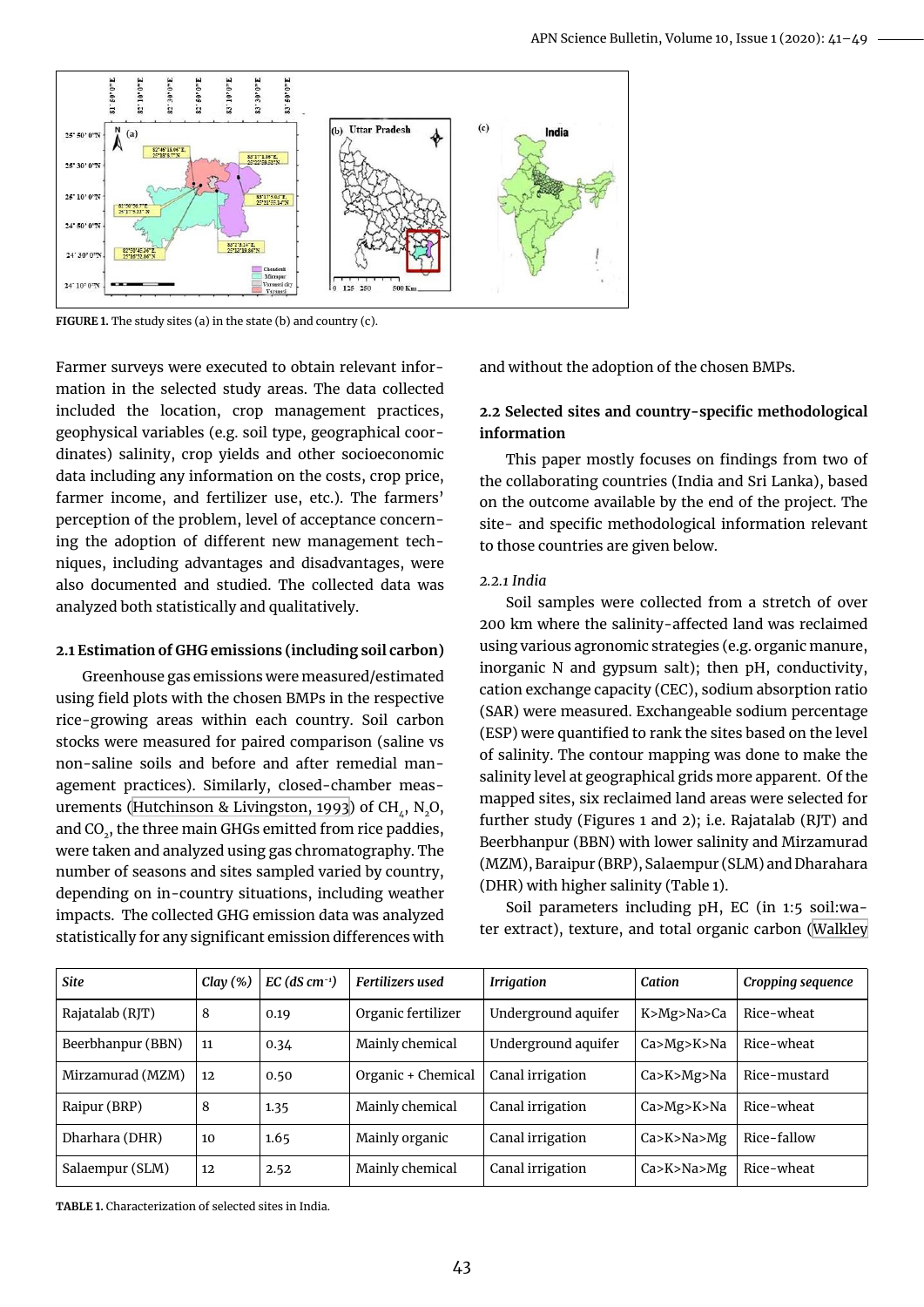FIGURE 1. The study sites (a) in the state (b) and country (c).

Farmer surveys were executed to obtain relevant information in the selected study areas. The data collected included the location, crop management practices, geophysical variables (e.g. soil type, geographical coordinates) salinity, crop yields and other socioeconomic data including any information on the costs, crop price, farmer income, and fertilizer use, etc.). The farmers' perception of the problem, level of acceptance concerning the adoption of different new management techniques, including advantages and disadvantages, were also documented and studied. The collected data was analyzed both statistically and qualitatively.

### 2.1 Estimation of GHG emissions (including soil carbon)

Greenhouse gas emissions were measured/estimated using field plots with the chosen BMPs in the respective rice-growing areas within each country. Soil carbon stocks were measured for paired comparison (saline vs non-saline soils and before and after remedial management practices). Similarly, closed-chamber measurements (Hutchinson & Livingston, 1993) of $CH_4$, $N_2O$, and $CO_2$, the three main GHGs emitted from rice paddies, were taken and analyzed using gas chromatography. The number of seasons and sites sampled varied by country, depending on in-country situations, including weather impacts. The collected GHG emission data was analyzed statistically for any significant emission differences with and without the adoption of the chosen BMPs.

### 2.2 Selected sites and country-specific methodological information

This paper mostly focuses on findings from two of the collaborating countries (India and Sri Lanka), based on the outcome available by the end of the project. The site- and specific methodological information relevant to those countries are given below.

#### *2.2.1 India*

Soil samples were collected from a stretch of over 200 km where the salinity-affected land was reclaimed using various agronomic strategies (e.g. organic manure, inorganic N and gypsum salt); then pH, conductivity, cation exchange capacity (CEC), sodium absorption ratio (SAR) were measured. Exchangeable sodium percentage (ESP) were quantified to rank the sites based on the level of salinity. The contour mapping was done to make the salinity level at geographical grids more apparent. Of the mapped sites, six reclaimed land areas were selected for further study (Figures 1 and 2); i.e. Rajatalab (RJT) and Beerbhanpur (BBN) with lower salinity and Mirzamurad (MZM), Baraipur (BRP), Salaempur (SLM) and Dharahara (DHR) with higher salinity (Table 1).

Soil parameters including pH, EC (in 1:5 soil:water extract), texture, and total organic carbon (Walkley

| *Site* | *Clay (%)* | *EC (dS cm⁻¹)* | *Fertilizers used* | *Irrigation* | *Cation* | *Cropping sequence* |
|---|---|---|---|---|---|---|
| Rajatalab (RJT) | 8 | 0.19 | Organic fertilizer | Underground aquifer | K>Mg>Na>Ca | Rice-wheat |
| Beerbhanpur (BBN) | 11 | 0.34 | Mainly chemical | Underground aquifer | Ca>Mg>K>Na | Rice-wheat |
| Mirzamurad (MZM) | 12 | 0.50 | Organic + Chemical | Canal irrigation | Ca>K>Mg>Na | Rice-mustard |
| Raipur (BRP) | 8 | 1.35 | Mainly chemical | Canal irrigation | Ca>Mg>K>Na | Rice-wheat |
| Dharhara (DHR) | 10 | 1.65 | Mainly organic | Canal irrigation | Ca>K>Na>Mg | Rice-fallow |
| Salaempur (SLM) | 12 | 2.52 | Mainly chemical | Canal irrigation | Ca>K>Na>Mg | Rice-wheat |

**TABLE 1.** Characterization of selected sites in India.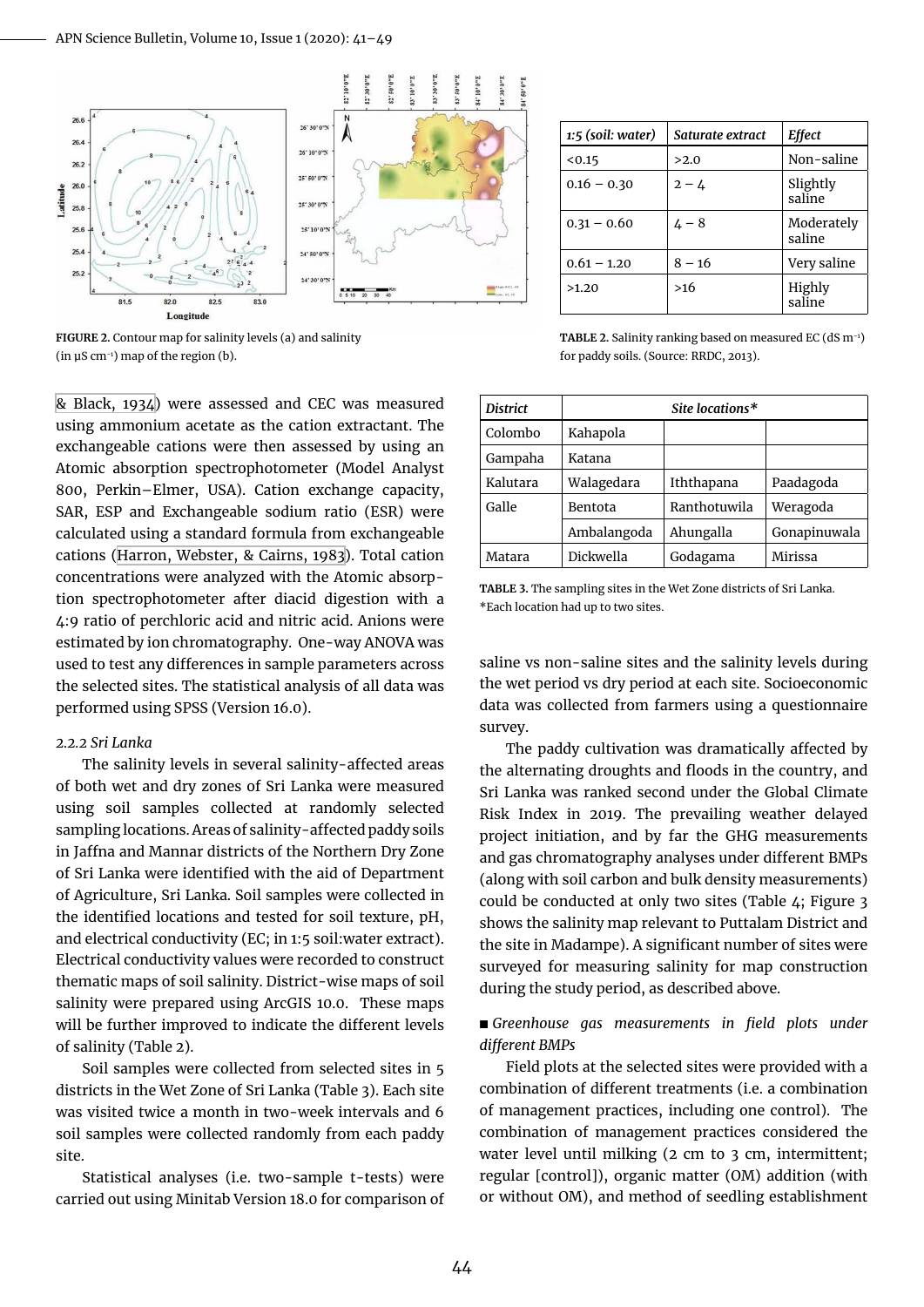FIGURE 2. Contour map for salinity levels (a) and salinity (in µS cm⁻¹) map of the region (b).

| 1:5 (soil: water) | Saturate extract | Effect |
|---|---|---|
| <0.15 | >2.0 | Non-saline |
| 0.16 – 0.30 | 2 – 4 | Slightly saline |
| 0.31 – 0.60 | 4 – 8 | Moderately saline |
| 0.61 – 1.20 | 8 – 16 | Very saline |
| >1.20 | >16 | Highly saline |

TABLE 2. Salinity ranking based on measured EC (dS m⁻¹) for paddy soils. (Source: RRDC, 2013).

& Black, 1934) were assessed and CEC was measured using ammonium acetate as the cation extractant. The exchangeable cations were then assessed by using an Atomic absorption spectrophotometer (Model Analyst 800, Perkin–Elmer, USA). Cation exchange capacity, SAR, ESP and Exchangeable sodium ratio (ESR) were calculated using a standard formula from exchangeable cations (Harron, Webster, & Cairns, 1983). Total cation concentrations were analyzed with the Atomic absorption spectrophotometer after diacid digestion with a 4:9 ratio of perchloric acid and nitric acid. Anions were estimated by ion chromatography. One-way ANOVA was used to test any differences in sample parameters across the selected sites. The statistical analysis of all data was performed using SPSS (Version 16.0).

### 2.2.2 Sri Lanka

The salinity levels in several salinity-affected areas of both wet and dry zones of Sri Lanka were measured using soil samples collected at randomly selected sampling locations. Areas of salinity-affected paddy soils in Jaffna and Mannar districts of the Northern Dry Zone of Sri Lanka were identified with the aid of Department of Agriculture, Sri Lanka. Soil samples were collected in the identified locations and tested for soil texture, pH, and electrical conductivity (EC; in 1:5 soil:water extract). Electrical conductivity values were recorded to construct thematic maps of soil salinity. District-wise maps of soil salinity were prepared using ArcGIS 10.0. These maps will be further improved to indicate the different levels of salinity (Table 2).

Soil samples were collected from selected sites in 5 districts in the Wet Zone of Sri Lanka (Table 3). Each site was visited twice a month in two-week intervals and 6 soil samples were collected randomly from each paddy site.

| District | Site locations* | | |
|---|---|---|---|
| Colombo | Kahapola | | |
| Gampaha | Katana | | |
| Kalutara | Walagedara | Iththapana | Paadagoda |
| Galle | Bentota | Ranthotuwila | Weragoda |
| | Ambalangoda | Ahungalla | Gonapinuwala |
| Matara | Dickwella | Godagama | Mirissa |

TABLE 3. The sampling sites in the Wet Zone districts of Sri Lanka. *Each location had up to two sites.

Statistical analyses (i.e. two-sample t-tests) were carried out using Minitab Version 18.0 for comparison of saline vs non-saline sites and the salinity levels during the wet period vs dry period at each site. Socioeconomic data was collected from farmers using a questionnaire survey.

The paddy cultivation was dramatically affected by the alternating droughts and floods in the country, and Sri Lanka was ranked second under the Global Climate Risk Index in 2019. The prevailing weather delayed project initiation, and by far the GHG measurements and gas chromatography analyses under different BMPs (along with soil carbon and bulk density measurements) could be conducted at only two sites (Table 4; Figure 3 shows the salinity map relevant to Puttalam District and the site in Madampe). A significant number of sites were surveyed for measuring salinity for map construction during the study period, as described above.

■ *Greenhouse gas measurements in field plots under different BMPs*

Field plots at the selected sites were provided with a combination of different treatments (i.e. a combination of management practices, including one control). The combination of management practices considered the water level until milking (2 cm to 3 cm, intermittent; regular [control]), organic matter (OM) addition (with or without OM), and method of seedling establishment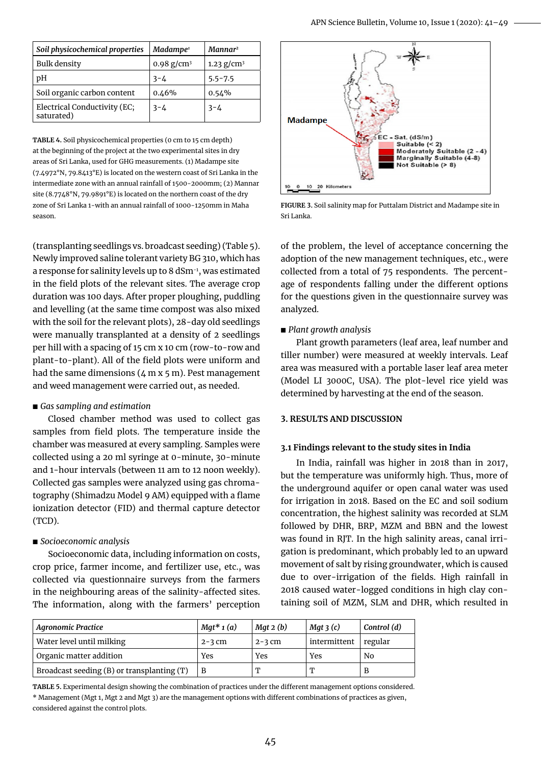| Soil physicochemical properties | Madampe[1] | Mannar[2] |
|---|---|---|
| Bulk density | 0.98 g/cm$^3$ | 1.23 g/cm$^3$ |
| pH | 3-4 | 5.5-7.5 |
| Soil organic carbon content | 0.46% | 0.54% |
| Electrical Conductivity (EC; saturated) | 3-4 | 3-4 |

**TABLE 4.** Soil physicochemical properties (0 cm to 15 cm depth) at the beginning of the project at the two experimental sites in dry areas of Sri Lanka, used for GHG measurements. (1) Madampe site (7.4972°N, 79.8413°E) is located on the western coast of Sri Lanka in the intermediate zone with an annual rainfall of 1500-2000mm; (2) Mannar site (8.7748°N, 79.9891°E) is located on the northern coast of the dry zone of Sri Lanka 1-with an annual rainfall of 1000-1250mm in Maha season.

**FIGURE 3.** Soil salinity map for Puttalam District and Madampe site in Sri Lanka.

(transplanting seedlings vs. broadcast seeding) (Table 5). Newly improved saline tolerant variety BG 310, which has a response for salinity levels up to 8 dSm$^{-1}$, was estimated in the field plots of the relevant sites. The average crop duration was 100 days. After proper ploughing, puddling and levelling (at the same time compost was also mixed with the soil for the relevant plots), 28-day old seedlings were manually transplanted at a density of 2 seedlings per hill with a spacing of 15 cm x 10 cm (row-to-row and plant-to-plant). All of the field plots were uniform and had the same dimensions (4 m x 5 m). Pest management and weed management were carried out, as needed.

■ *Gas sampling and estimation*

Closed chamber method was used to collect gas samples from field plots. The temperature inside the chamber was measured at every sampling. Samples were collected using a 20 ml syringe at 0-minute, 30-minute and 1-hour intervals (between 11 am to 12 noon weekly). Collected gas samples were analyzed using gas chromatography (Shimadzu Model 9 AM) equipped with a flame ionization detector (FID) and thermal capture detector (TCD).

■ *Socioeconomic analysis*

Socioeconomic data, including information on costs, crop price, farmer income, and fertilizer use, etc., was collected via questionnaire surveys from the farmers in the neighbouring areas of the salinity-affected sites. The information, along with the farmers' perception of the problem, the level of acceptance concerning the adoption of the new management techniques, etc., were collected from a total of 75 respondents. The percentage of respondents falling under the different options for the questions given in the questionnaire survey was analyzed.

■ *Plant growth analysis*

Plant growth parameters (leaf area, leaf number and tiller number) were measured at weekly intervals. Leaf area was measured with a portable laser leaf area meter (Model LI 3000C, USA). The plot-level rice yield was determined by harvesting at the end of the season.

## 3. RESULTS AND DISCUSSION

### 3.1 Findings relevant to the study sites in India

In India, rainfall was higher in 2018 than in 2017, but the temperature was uniformly high. Thus, more of the underground aquifer or open canal water was used for irrigation in 2018. Based on the EC and soil sodium concentration, the highest salinity was recorded at SLM followed by DHR, BRP, MZM and BBN and the lowest was found in RJT. In the high salinity areas, canal irrigation is predominant, which probably led to an upward movement of salt by rising groundwater, which is caused due to over-irrigation of the fields. High rainfall in 2018 caused water-logged conditions in high clay containing soil of MZM, SLM and DHR, which resulted in

| Agronomic Practice | Mgt* 1 (a) | Mgt 2 (b) | Mgt 3 (c) | Control (d) |
|---|---|---|---|---|
| Water level until milking | 2-3 cm | 2-3 cm | intermittent | regular |
| Organic matter addition | Yes | Yes | Yes | No |
| Broadcast seeding (B) or transplanting (T) | B | T | T | B |

**TABLE 5.** Experimental design showing the combination of practices under the different management options considered.
\* Management (Mgt 1, Mgt 2 and Mgt 3) are the management options with different combinations of practices as given, considered against the control plots.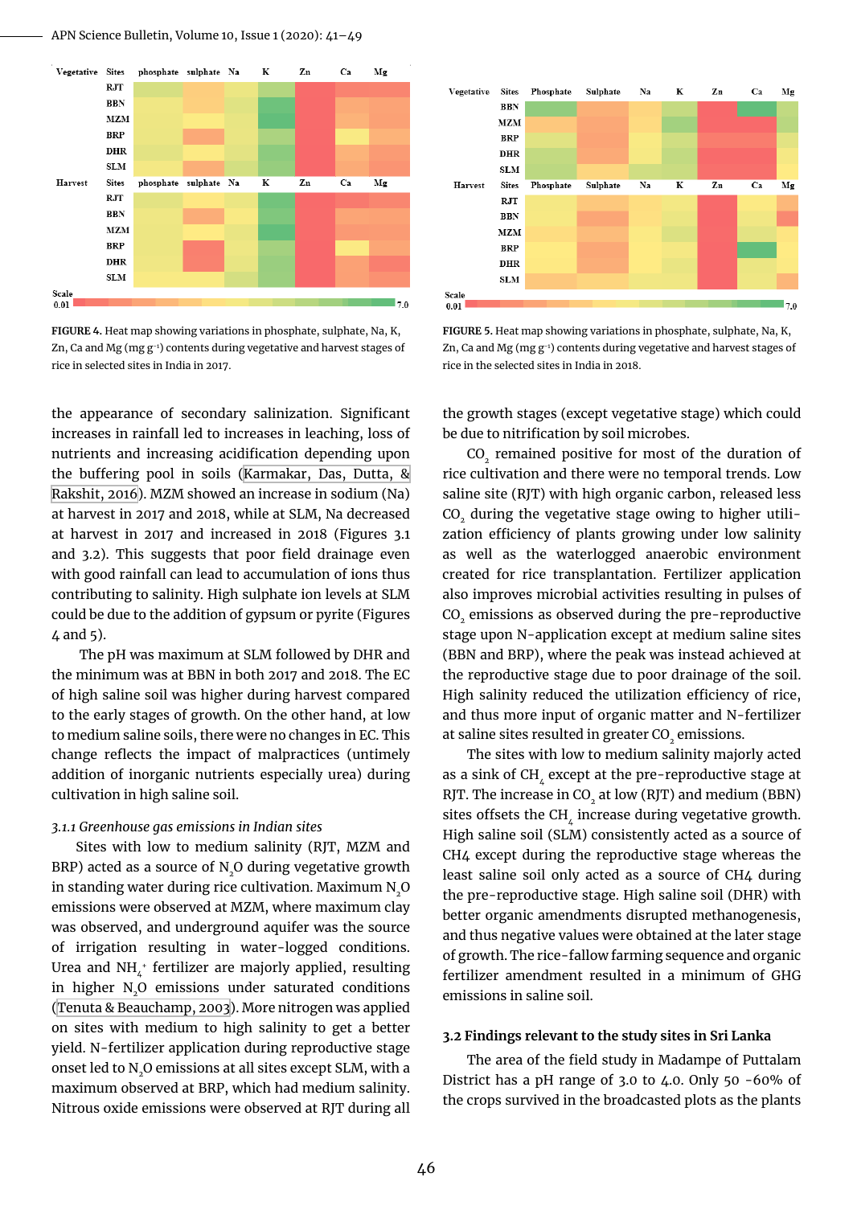FIGURE 4. Heat map showing variations in phosphate, sulphate, Na, K, Zn, Ca and Mg (mg g⁻¹) contents during vegetative and harvest stages of rice in selected sites in India in 2017.

FIGURE 5. Heat map showing variations in phosphate, sulphate, Na, K, Zn, Ca and Mg (mg g⁻¹) contents during vegetative and harvest stages of rice in the selected sites in India in 2018.

the appearance of secondary salinization. Significant increases in rainfall led to increases in leaching, loss of nutrients and increasing acidification depending upon the buffering pool in soils (Karmakar, Das, Dutta, & Rakshit, 2016). MZM showed an increase in sodium (Na) at harvest in 2017 and 2018, while at SLM, Na decreased at harvest in 2017 and increased in 2018 (Figures 3.1 and 3.2). This suggests that poor field drainage even with good rainfall can lead to accumulation of ions thus contributing to salinity. High sulphate ion levels at SLM could be due to the addition of gypsum or pyrite (Figures 4 and 5).

The pH was maximum at SLM followed by DHR and the minimum was at BBN in both 2017 and 2018. The EC of high saline soil was higher during harvest compared to the early stages of growth. On the other hand, at low to medium saline soils, there were no changes in EC. This change reflects the impact of malpractices (untimely addition of inorganic nutrients especially urea) during cultivation in high saline soil.

*3.1.1 Greenhouse gas emissions in Indian sites*

Sites with low to medium salinity (RJT, MZM and BRP) acted as a source of $N_2O$ during vegetative growth in standing water during rice cultivation. Maximum $N_2O$ emissions were observed at MZM, where maximum clay was observed, and underground aquifer was the source of irrigation resulting in water-logged conditions. Urea and $NH_4^+$ fertilizer are majorly applied, resulting in higher $N_2O$ emissions under saturated conditions (Tenuta & Beauchamp, 2003). More nitrogen was applied on sites with medium to high salinity to get a better yield. N-fertilizer application during reproductive stage onset led to $N_2O$ emissions at all sites except SLM, with a maximum observed at BRP, which had medium salinity. Nitrous oxide emissions were observed at RJT during all the growth stages (except vegetative stage) which could be due to nitrification by soil microbes.

$CO_2$ remained positive for most of the duration of rice cultivation and there were no temporal trends. Low saline site (RJT) with high organic carbon, released less $CO_2$ during the vegetative stage owing to higher utilization efficiency of plants growing under low salinity as well as the waterlogged anaerobic environment created for rice transplantation. Fertilizer application also improves microbial activities resulting in pulses of $CO_2$ emissions as observed during the pre-reproductive stage upon N-application except at medium saline sites (BBN and BRP), where the peak was instead achieved at the reproductive stage due to poor drainage of the soil. High salinity reduced the utilization efficiency of rice, and thus more input of organic matter and N-fertilizer at saline sites resulted in greater $CO_2$ emissions.

The sites with low to medium salinity majorly acted as a sink of $CH_4$ except at the pre-reproductive stage at RJT. The increase in $CO_2$ at low (RJT) and medium (BBN) sites offsets the $CH_4$ increase during vegetative growth. High saline soil (SLM) consistently acted as a source of $CH_4$ except during the reproductive stage whereas the least saline soil only acted as a source of $CH_4$ during the pre-reproductive stage. High saline soil (DHR) with better organic amendments disrupted methanogenesis, and thus negative values were obtained at the later stage of growth. The rice-fallow farming sequence and organic fertilizer amendment resulted in a minimum of GHG emissions in saline soil.

### 3.2 Findings relevant to the study sites in Sri Lanka

The area of the field study in Madampe of Puttalam District has a pH range of 3.0 to 4.0. Only 50 -60% of the crops survived in the broadcasted plots as the plants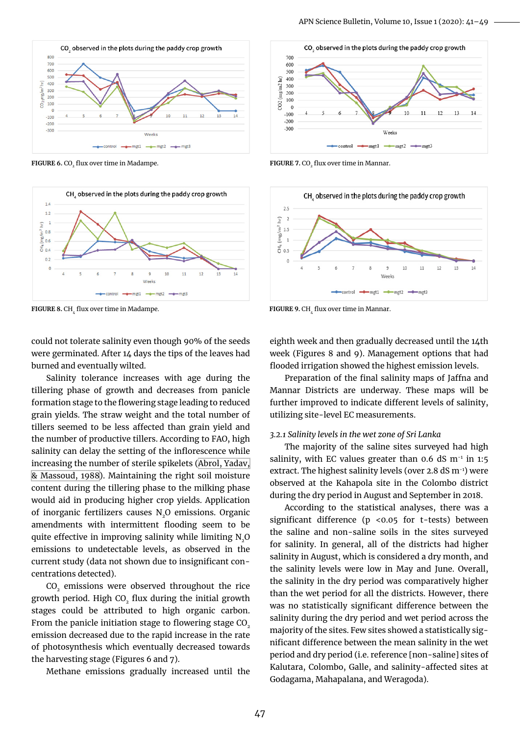FIGURE 6. $CO_2$ flux over time in Madampe.

FIGURE 7. $CO_2$ flux over time in Mannar.

FIGURE 8. $CH_4$ flux over time in Madampe.

FIGURE 9. $CH_4$ flux over time in Mannar.

could not tolerate salinity even though 90% of the seeds were germinated. After 14 days the tips of the leaves had burned and eventually wilted.

Salinity tolerance increases with age during the tillering phase of growth and decreases from panicle formation stage to the flowering stage leading to reduced grain yields. The straw weight and the total number of tillers seemed to be less affected than grain yield and the number of productive tillers. According to FAO, high salinity can delay the setting of the inflorescence while increasing the number of sterile spikelets (Abrol, Yadav, & Massoud, 1988). Maintaining the right soil moisture content during the tillering phase to the milking phase would aid in producing higher crop yields. Application of inorganic fertilizers causes $N_2O$ emissions. Organic amendments with intermittent flooding seem to be quite effective in improving salinity while limiting $N_2O$ emissions to undetectable levels, as observed in the current study (data not shown due to insignificant concentrations detected).

$CO_2$ emissions were observed throughout the rice growth period. High $CO_2$ flux during the initial growth stages could be attributed to high organic carbon. From the panicle initiation stage to flowering stage $CO_2$ emission decreased due to the rapid increase in the rate of photosynthesis which eventually decreased towards the harvesting stage (Figures 6 and 7).

Methane emissions gradually increased until the eighth week and then gradually decreased until the 14th week (Figures 8 and 9). Management options that had flooded irrigation showed the highest emission levels.

Preparation of the final salinity maps of Jaffna and Mannar Districts are underway. These maps will be further improved to indicate different levels of salinity, utilizing site-level EC measurements.

#### *3.2.1 Salinity levels in the wet zone of Sri Lanka*

The majority of the saline sites surveyed had high salinity, with EC values greater than 0.6 dS $m^{-1}$ in 1:5 extract. The highest salinity levels (over 2.8 dS $m^{-1}$) were observed at the Kahapola site in the Colombo district during the dry period in August and September in 2018.

According to the statistical analyses, there was a significant difference ($p < 0.05$ for t-tests) between the saline and non-saline soils in the sites surveyed for salinity. In general, all of the districts had higher salinity in August, which is considered a dry month, and the salinity levels were low in May and June. Overall, the salinity in the dry period was comparatively higher than the wet period for all the districts. However, there was no statistically significant difference between the salinity during the dry period and wet period across the majority of the sites. Few sites showed a statistically significant difference between the mean salinity in the wet period and dry period (i.e. reference [non-saline] sites of Kalutara, Colombo, Galle, and salinity-affected sites at Godagama, Mahapalana, and Weragoda).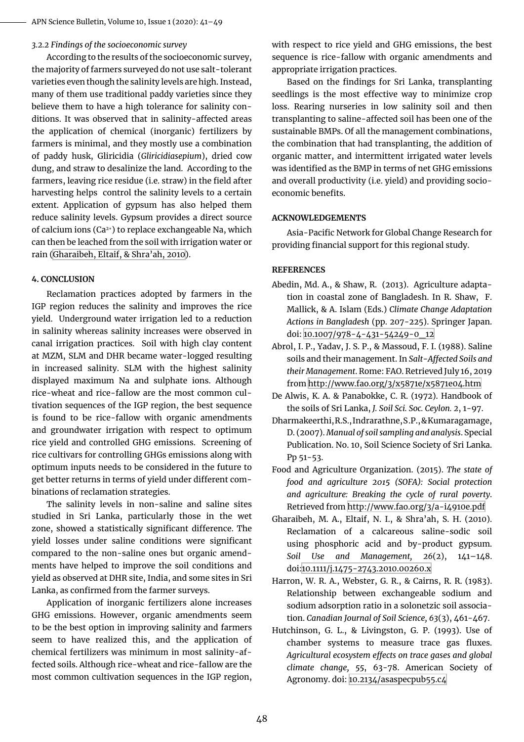### 3.2.2 Findings of the socioeconomic survey

According to the results of the socioeconomic survey, the majority of farmers surveyed do not use salt-tolerant varieties even though the salinity levels are high. Instead, many of them use traditional paddy varieties since they believe them to have a high tolerance for salinity conditions. It was observed that in salinity-affected areas the application of chemical (inorganic) fertilizers by farmers is minimal, and they mostly use a combination of paddy husk, Gliricidia (*Gliricidiasepium*), dried cow dung, and straw to desalinize the land. According to the farmers, leaving rice residue (i.e. straw) in the field after harvesting helps control the salinity levels to a certain extent. Application of gypsum has also helped them reduce salinity levels. Gypsum provides a direct source of calcium ions ($Ca^{2+}$) to replace exchangeable Na, which can then be leached from the soil with irrigation water or rain (Gharaibeh, Eltaif, & Shra'ah, 2010).

## 4. CONCLUSION

Reclamation practices adopted by farmers in the IGP region reduces the salinity and improves the rice yield. Underground water irrigation led to a reduction in salinity whereas salinity increases were observed in canal irrigation practices. Soil with high clay content at MZM, SLM and DHR became water-logged resulting in increased salinity. SLM with the highest salinity displayed maximum Na and sulphate ions. Although rice-wheat and rice-fallow are the most common cultivation sequences of the IGP region, the best sequence is found to be rice-fallow with organic amendments and groundwater irrigation with respect to optimum rice yield and controlled GHG emissions. Screening of rice cultivars for controlling GHGs emissions along with optimum inputs needs to be considered in the future to get better returns in terms of yield under different combinations of reclamation strategies.

The salinity levels in non-saline and saline sites studied in Sri Lanka, particularly those in the wet zone, showed a statistically significant difference. The yield losses under saline conditions were significant compared to the non-saline ones but organic amendments have helped to improve the soil conditions and yield as observed at DHR site, India, and some sites in Sri Lanka, as confirmed from the farmer surveys.

Application of inorganic fertilizers alone increases GHG emissions. However, organic amendments seem to be the best option in improving salinity and farmers seem to have realized this, and the application of chemical fertilizers was minimum in most salinity-affected soils. Although rice-wheat and rice-fallow are the most common cultivation sequences in the IGP region, with respect to rice yield and GHG emissions, the best sequence is rice-fallow with organic amendments and appropriate irrigation practices.

Based on the findings for Sri Lanka, transplanting seedlings is the most effective way to minimize crop loss. Rearing nurseries in low salinity soil and then transplanting to saline-affected soil has been one of the sustainable BMPs. Of all the management combinations, the combination that had transplanting, the addition of organic matter, and intermittent irrigated water levels was identified as the BMP in terms of net GHG emissions and overall productivity (i.e. yield) and providing socio-economic benefits.

## ACKNOWLEDGEMENTS

Asia-Pacific Network for Global Change Research for providing financial support for this regional study.

## REFERENCES

Abedin, Md. A., & Shaw, R. (2013). Agriculture adaptation in coastal zone of Bangladesh. In R. Shaw, F. Mallick, & A. Islam (Eds.) *Climate Change Adaptation Actions in Bangladesh* (pp. 207-225). Springer Japan. doi: 10.1007/978-4-431-54249-0_12

Abrol, I. P., Yadav, J. S. P., & Massoud, F. I. (1988). Saline soils and their management. In *Salt-Affected Soils and their Management*. Rome: FAO. Retrieved July 16, 2019 from http://www.fao.org/3/x5871e/x5871e04.htm

De Alwis, K. A. & Panabokke, C. R. (1972). Handbook of the soils of Sri Lanka, *J. Soil Sci. Soc. Ceylon. 2*, 1-97.

Dharmakeerthi, R.S., Indrarathne, S.P., & Kumaragamage, D. (2007). *Manual of soil sampling and analysis*. Special Publication. No. 10, Soil Science Society of Sri Lanka. Pp 51-53.

Food and Agriculture Organization. (2015). *The state of food and agriculture 2015 (SOFA): Social protection and agriculture: Breaking the cycle of rural poverty*. Retrieved from http://www.fao.org/3/a-i4910e.pdf

Gharaibeh, M. A., Eltaif, N. I., & Shra'ah, S. H. (2010). Reclamation of a calcareous saline-sodic soil using phosphoric acid and by-product gypsum. *Soil Use and Management, 26*(2), 141–148. doi:10.1111/j.1475-2743.2010.00260.x

Harron, W. R. A., Webster, G. R., & Cairns, R. R. (1983). Relationship between exchangeable sodium and sodium adsorption ratio in a solonetzic soil association. *Canadian Journal of Soil Science, 63*(3), 461-467.

Hutchinson, G. L., & Livingston, G. P. (1993). Use of chamber systems to measure trace gas fluxes. *Agricultural ecosystem effects on trace gases and global climate change, 55*, 63-78. American Society of Agronomy. doi: 10.2134/asaspecpub55.c4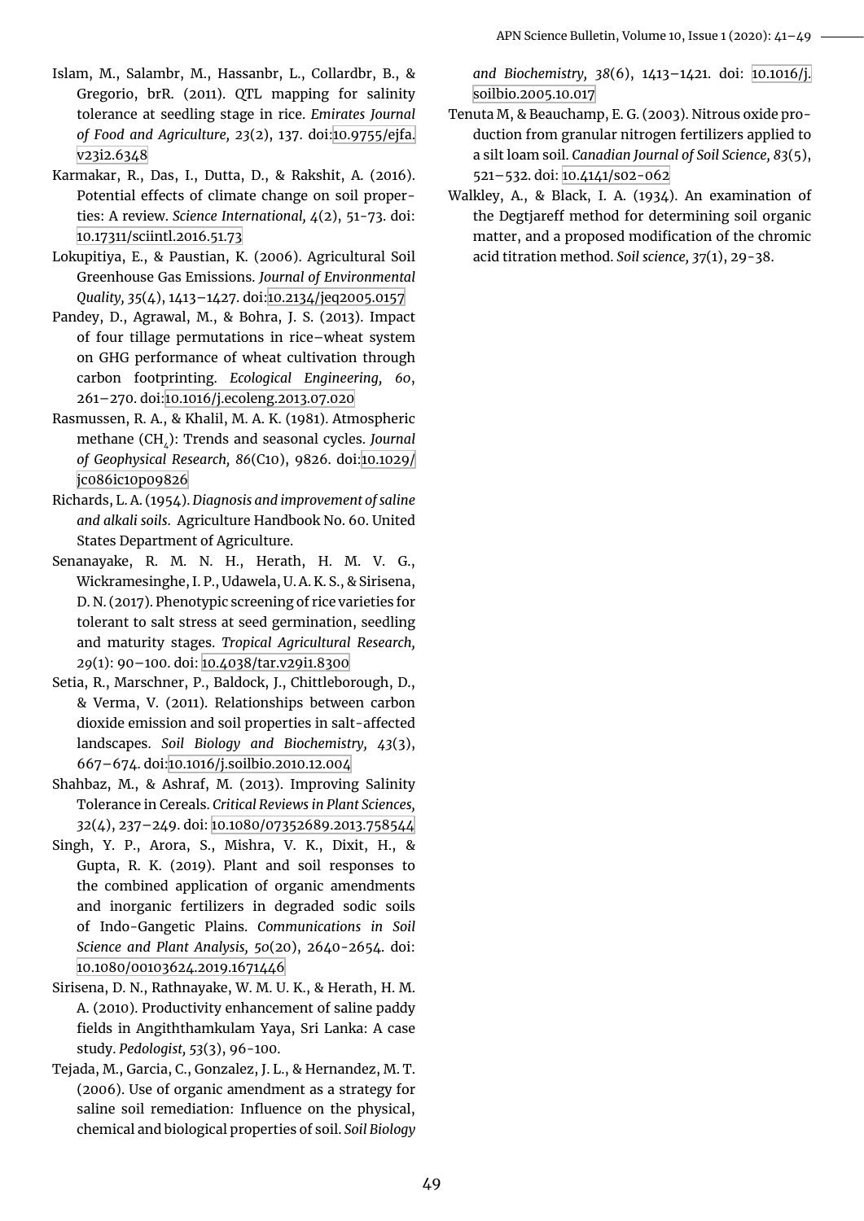Islam, M., Salambr, M., Hassanbr, L., Collardbr, B., & Gregorio, brR. (2011). QTL mapping for salinity tolerance at seedling stage in rice. *Emirates Journal of Food and Agriculture, 23*(2), 137. doi:10.9755/ejfa.v23i2.6348

Karmakar, R., Das, I., Dutta, D., & Rakshit, A. (2016). Potential effects of climate change on soil properties: A review. *Science International, 4*(2), 51-73. doi: 10.17311/sciintl.2016.51.73

Lokupitiya, E., & Paustian, K. (2006). Agricultural Soil Greenhouse Gas Emissions. *Journal of Environmental Quality, 35*(4), 1413–1427. doi:10.2134/jeq2005.0157

Pandey, D., Agrawal, M., & Bohra, J. S. (2013). Impact of four tillage permutations in rice–wheat system on GHG performance of wheat cultivation through carbon footprinting. *Ecological Engineering, 60*, 261–270. doi:10.1016/j.ecoleng.2013.07.020

Rasmussen, R. A., & Khalil, M. A. K. (1981). Atmospheric methane ($CH_4$): Trends and seasonal cycles. *Journal of Geophysical Research, 86*(C10), 9826. doi:10.1029/jc086ic10p09826

Richards, L. A. (1954). *Diagnosis and improvement of saline and alkali soils.* Agriculture Handbook No. 60. United States Department of Agriculture.

Senanayake, R. M. N. H., Herath, H. M. V. G., Wickramesinghe, I. P., Udawela, U. A. K. S., & Sirisena, D. N. (2017). Phenotypic screening of rice varieties for tolerant to salt stress at seed germination, seedling and maturity stages. *Tropical Agricultural Research, 29*(1): 90–100. doi: 10.4038/tar.v29i1.8300

Setia, R., Marschner, P., Baldock, J., Chittleborough, D., & Verma, V. (2011). Relationships between carbon dioxide emission and soil properties in salt-affected landscapes. *Soil Biology and Biochemistry, 43*(3), 667–674. doi:10.1016/j.soilbio.2010.12.004

Shahbaz, M., & Ashraf, M. (2013). Improving Salinity Tolerance in Cereals. *Critical Reviews in Plant Sciences, 32*(4), 237–249. doi: 10.1080/07352689.2013.758544

Singh, Y. P., Arora, S., Mishra, V. K., Dixit, H., & Gupta, R. K. (2019). Plant and soil responses to the combined application of organic amendments and inorganic fertilizers in degraded sodic soils of Indo-Gangetic Plains. *Communications in Soil Science and Plant Analysis, 50*(20), 2640-2654. doi: 10.1080/00103624.2019.1671446

Sirisena, D. N., Rathnayake, W. M. U. K., & Herath, H. M. A. (2010). Productivity enhancement of saline paddy fields in Angiththamkulam Yaya, Sri Lanka: A case study. *Pedologist, 53*(3), 96-100.

Tejada, M., Garcia, C., Gonzalez, J. L., & Hernandez, M. T. (2006). Use of organic amendment as a strategy for saline soil remediation: Influence on the physical, chemical and biological properties of soil. *Soil Biology and Biochemistry, 38*(6), 1413–1421. doi: 10.1016/j.soilbio.2005.10.017

Tenuta M, & Beauchamp, E. G. (2003). Nitrous oxide production from granular nitrogen fertilizers applied to a silt loam soil. *Canadian Journal of Soil Science, 83*(5), 521–532. doi: 10.4141/s02-062

Walkley, A., & Black, I. A. (1934). An examination of the Degtjareff method for determining soil organic matter, and a proposed modification of the chromic acid titration method. *Soil science, 37*(1), 29-38.